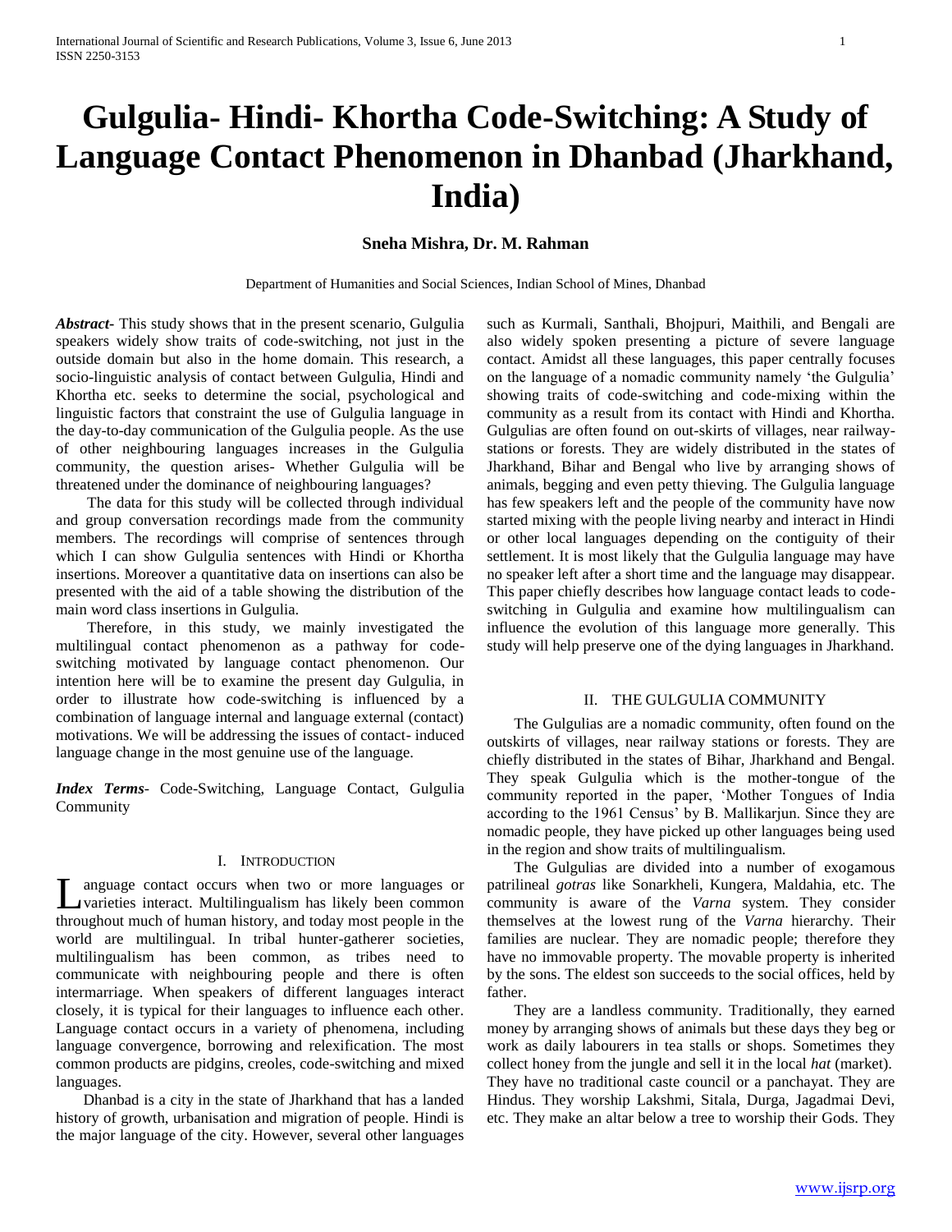# Gulgulia- Hindi- Khortha Code-Switching: A Study of Language Contact Phenomenon in Dhanbad (Jharkhand, India)

**Sneha Mishra, Dr. M. Rahman**

Department of Humanities and Social Sciences, Indian School of Mines, Dhanbad

***Abstract-*** This study shows that in the present scenario, Gulgulia speakers widely show traits of code-switching, not just in the outside domain but also in the home domain. This research, a socio-linguistic analysis of contact between Gulgulia, Hindi and Khortha etc. seeks to determine the social, psychological and linguistic factors that constraint the use of Gulgulia language in the day-to-day communication of the Gulgulia people. As the use of other neighbouring languages increases in the Gulgulia community, the question arises- Whether Gulgulia will be threatened under the dominance of neighbouring languages?

The data for this study will be collected through individual and group conversation recordings made from the community members. The recordings will comprise of sentences through which I can show Gulgulia sentences with Hindi or Khortha insertions. Moreover a quantitative data on insertions can also be presented with the aid of a table showing the distribution of the main word class insertions in Gulgulia.

Therefore, in this study, we mainly investigated the multilingual contact phenomenon as a pathway for code-switching motivated by language contact phenomenon. Our intention here will be to examine the present day Gulgulia, in order to illustrate how code-switching is influenced by a combination of language internal and language external (contact) motivations. We will be addressing the issues of contact- induced language change in the most genuine use of the language.

***Index Terms-*** Code-Switching, Language Contact, Gulgulia Community

## I. Introduction

Language contact occurs when two or more languages or varieties interact. Multilingualism has likely been common throughout much of human history, and today most people in the world are multilingual. In tribal hunter-gatherer societies, multilingualism has been common, as tribes need to communicate with neighbouring people and there is often intermarriage. When speakers of different languages interact closely, it is typical for their languages to influence each other. Language contact occurs in a variety of phenomena, including language convergence, borrowing and relexification. The most common products are pidgins, creoles, code-switching and mixed languages.

Dhanbad is a city in the state of Jharkhand that has a landed history of growth, urbanisation and migration of people. Hindi is the major language of the city. However, several other languages such as Kurmali, Santhali, Bhojpuri, Maithili, and Bengali are also widely spoken presenting a picture of severe language contact. Amidst all these languages, this paper centrally focuses on the language of a nomadic community namely 'the Gulgulia' showing traits of code-switching and code-mixing within the community as a result from its contact with Hindi and Khortha. Gulgulias are often found on out-skirts of villages, near railway-stations or forests. They are widely distributed in the states of Jharkhand, Bihar and Bengal who live by arranging shows of animals, begging and even petty thieving. The Gulgulia language has few speakers left and the people of the community have now started mixing with the people living nearby and interact in Hindi or other local languages depending on the contiguity of their settlement. It is most likely that the Gulgulia language may have no speaker left after a short time and the language may disappear. This paper chiefly describes how language contact leads to code-switching in Gulgulia and examine how multilingualism can influence the evolution of this language more generally. This study will help preserve one of the dying languages in Jharkhand.

## II. The Gulgulia Community

The Gulgulias are a nomadic community, often found on the outskirts of villages, near railway stations or forests. They are chiefly distributed in the states of Bihar, Jharkhand and Bengal. They speak Gulgulia which is the mother-tongue of the community reported in the paper, 'Mother Tongues of India according to the 1961 Census' by B. Mallikarjun. Since they are nomadic people, they have picked up other languages being used in the region and show traits of multilingualism.

The Gulgulias are divided into a number of exogamous patrilineal *gotras* like Sonarkheli, Kungera, Maldahia, etc. The community is aware of the *Varna* system. They consider themselves at the lowest rung of the *Varna* hierarchy. Their families are nuclear. They are nomadic people; therefore they have no immovable property. The movable property is inherited by the sons. The eldest son succeeds to the social offices, held by father.

They are a landless community. Traditionally, they earned money by arranging shows of animals but these days they beg or work as daily labourers in tea stalls or shops. Sometimes they collect honey from the jungle and sell it in the local *hat* (market). They have no traditional caste council or a panchayat. They are Hindus. They worship Lakshmi, Sitala, Durga, Jagadmai Devi, etc. They make an altar below a tree to worship their Gods. They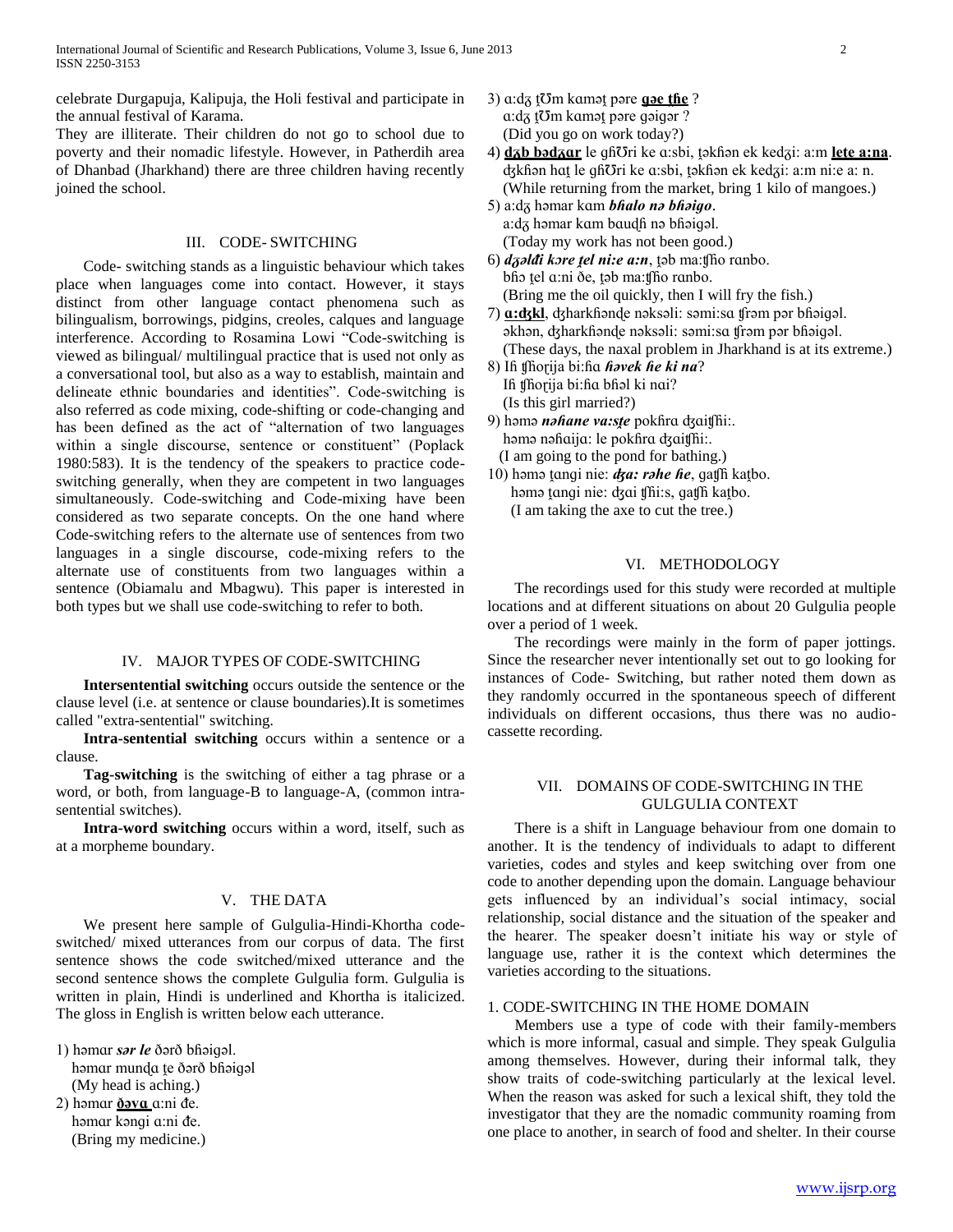celebrate Durgapuja, Kalipuja, the Holi festival and participate in the annual festival of Karama.

They are illiterate. Their children do not go to school due to poverty and their nomadic lifestyle. However, in Patherdih area of Dhanbad (Jharkhand) there are three children having recently joined the school.

## III. CODE- SWITCHING

Code- switching stands as a linguistic behaviour which takes place when languages come into contact. However, it stays distinct from other language contact phenomena such as bilingualism, borrowings, pidgins, creoles, calques and language interference. According to Rosamina Lowi "Code-switching is viewed as bilingual/ multilingual practice that is used not only as a conversational tool, but also as a way to establish, maintain and delineate ethnic boundaries and identities". Code-switching is also referred as code mixing, code-shifting or code-changing and has been defined as the act of "alternation of two languages within a single discourse, sentence or constituent" (Poplack 1980:583). It is the tendency of the speakers to practice code-switching generally, when they are competent in two languages simultaneously. Code-switching and Code-mixing have been considered as two separate concepts. On the one hand where Code-switching refers to the alternate use of sentences from two languages in a single discourse, code-mixing refers to the alternate use of constituents from two languages within a sentence (Obiamalu and Mbagwu). This paper is interested in both types but we shall use code-switching to refer to both.

## IV. MAJOR TYPES OF CODE-SWITCHING

**Intersentential switching** occurs outside the sentence or the clause level (i.e. at sentence or clause boundaries).It is sometimes called "extra-sentential" switching.

**Intra-sentential switching** occurs within a sentence or a clause.

**Tag-switching** is the switching of either a tag phrase or a word, or both, from language-B to language-A, (common intra-sentential switches).

**Intra-word switching** occurs within a word, itself, such as at a morpheme boundary.

## V. THE DATA

We present here sample of Gulgulia-Hindi-Khortha code-switched/ mixed utterances from our corpus of data. The first sentence shows the code switched/mixed utterance and the second sentence shows the complete Gulgulia form. Gulgulia is written in plain, Hindi is underlined and Khortha is italicized. The gloss in English is written below each utterance.

1) həmar ***sər le*** ðərð bɦəigəl.
   həmar muɳɖa ʈe ðərð bɦəigəl
   (My head is aching.)
2) həmar **<u>ðəva</u>** ɑ:ni ɖe.
   həmar kəŋgi ɑ:ni ɖe.
   (Bring my medicine.)
3) ɑ:dʒ ʈƱm kɑməʈ pəre **<u>gəe ʈhe</u>** ?
   ɑ:dʒ ʈƱm kɑməʈ pəre gəigər ?
   (Did you go on work today?)
4) **<u>dʒb bədʒɑr</u>** le gɦƱri ke ɑ:sbi, ʈəkɦən ek kedʒi: ɑ:m **<u>leʈe ɑ:nɑ</u>**.
   dʒkɦən hɑʈ le gɦƱri ke ɑ:sbi, ʈəkɦən ek kedʒi: ɑ:m ni:e ɑ: n.
   (While returning from the market, bring 1 kilo of mangoes.)
5) ɑ:dʒ həmar kɑm ***bɦalo nə bɦəigo***.
   ɑ:dʒ həmar kɑm bɑuɖɦ nə bɦəigəl.
   (Today my work has not been good.)
6) ***dʒəlɖi kəre ʈel ni:e ɑ:n***, ʈəb mɑ:ʧɦo rɑnbo.
   bɦɔ ʈel ɑ:ni ðe, ʈəb mɑ:ʧɦo rɑnbo.
   (Bring me the oil quickly, then I will fry the fish.)
7) **<u>ɑ:dʒkl</u>**, dʒharkɦənɖe nəksəli: səmi:sɑ ʧrəm pər bɦəigəl.
   əkhən, dʒharkɦənɖe nəksəli: səmi:sɑ ʧrəm pər bɦəigəl.
   (These days, the naxal problem in Jharkhand is at its extreme.)
8) Iɦ ʧɦoɽija bi:ɦɑ ***ɦəvek ɦe ki nɑ***?
   Iɦ ʧɦoɽija bi:ɦɑ bɦəl ki nɑi?
   (Is this girl married?)
9) həmə ***nəɦane vɑ:sʈe*** pokɦrɑ dʒaiʧɦi:.
   həmə nəɦaija: le pokɦrɑ dʒaiʧɦi:.
   (I am going to the pond for bathing.)
10) həmə ʈɑngi nie: ***dʒa: rəhe ɦe***, gɑʧɦ kɑʈbo.
    həmə ʈɑngi nie: dʒai ʧɦi:s, gɑʧɦ kɑʈbo.
    (I am taking the axe to cut the tree.)

## VI. METHODOLOGY

The recordings used for this study were recorded at multiple locations and at different situations on about 20 Gulgulia people over a period of 1 week.

The recordings were mainly in the form of paper jottings. Since the researcher never intentionally set out to go looking for instances of Code- Switching, but rather noted them down as they randomly occurred in the spontaneous speech of different individuals on different occasions, thus there was no audio-cassette recording.

## VII. DOMAINS OF CODE-SWITCHING IN THE GULGULIA CONTEXT

There is a shift in Language behaviour from one domain to another. It is the tendency of individuals to adapt to different varieties, codes and styles and keep switching over from one code to another depending upon the domain. Language behaviour gets influenced by an individual's social intimacy, social relationship, social distance and the situation of the speaker and the hearer. The speaker doesn't initiate his way or style of language use, rather it is the context which determines the varieties according to the situations.

### 1. CODE-SWITCHING IN THE HOME DOMAIN

Members use a type of code with their family-members which is more informal, casual and simple. They speak Gulgulia among themselves. However, during their informal talk, they show traits of code-switching particularly at the lexical level. When the reason was asked for such a lexical shift, they told the investigator that they are the nomadic community roaming from one place to another, in search of food and shelter. In their course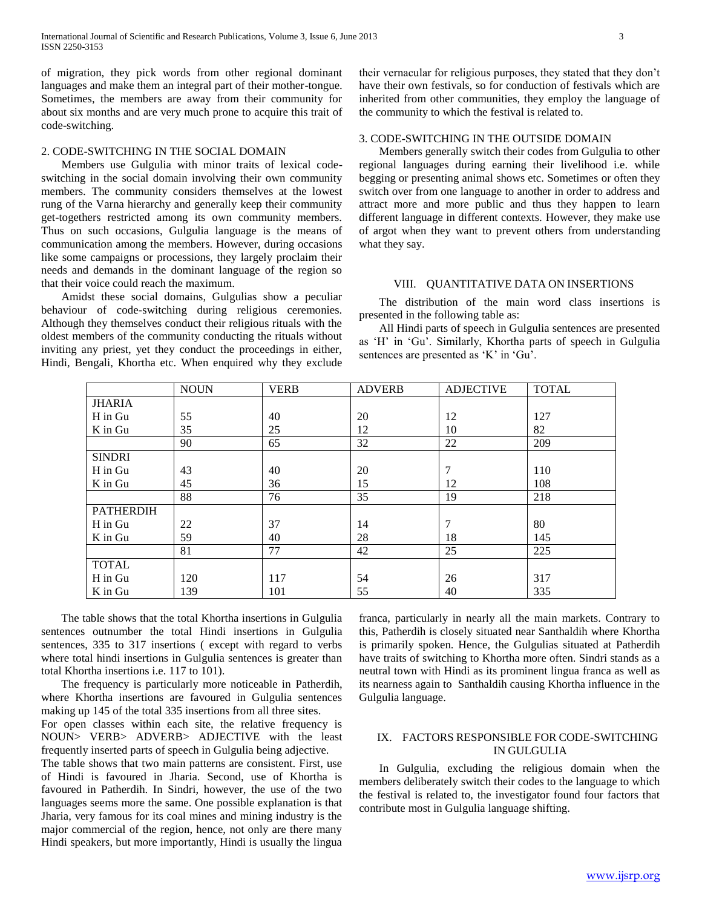of migration, they pick words from other regional dominant languages and make them an integral part of their mother-tongue. Sometimes, the members are away from their community for about six months and are very much prone to acquire this trait of code-switching.

### 2. CODE-SWITCHING IN THE SOCIAL DOMAIN

Members use Gulgulia with minor traits of lexical code-switching in the social domain involving their own community members. The community considers themselves at the lowest rung of the Varna hierarchy and generally keep their community get-togethers restricted among its own community members. Thus on such occasions, Gulgulia language is the means of communication among the members. However, during occasions like some campaigns or processions, they largely proclaim their needs and demands in the dominant language of the region so that their voice could reach the maximum.

Amidst these social domains, Gulgulias show a peculiar behaviour of code-switching during religious ceremonies. Although they themselves conduct their religious rituals with the oldest members of the community conducting the rituals without inviting any priest, yet they conduct the proceedings in either, Hindi, Bengali, Khortha etc. When enquired why they exclude their vernacular for religious purposes, they stated that they don't have their own festivals, so for conduction of festivals which are inherited from other communities, they employ the language of the community to which the festival is related to.

### 3. CODE-SWITCHING IN THE OUTSIDE DOMAIN

Members generally switch their codes from Gulgulia to other regional languages during earning their livelihood i.e. while begging or presenting animal shows etc. Sometimes or often they switch over from one language to another in order to address and attract more and more public and thus they happen to learn different language in different contexts. However, they make use of argot when they want to prevent others from understanding what they say.

## VIII. QUANTITATIVE DATA ON INSERTIONS

The distribution of the main word class insertions is presented in the following table as:

All Hindi parts of speech in Gulgulia sentences are presented as 'H' in 'Gu'. Similarly, Khortha parts of speech in Gulgulia sentences are presented as 'K' in 'Gu'.

| | NOUN | VERB | ADVERB | ADJECTIVE | TOTAL |
|---|---|---|---|---|---|
| JHARIA | | | | | |
| H in Gu | 55 | 40 | 20 | 12 | 127 |
| K in Gu | 35 | 25 | 12 | 10 | 82 |
| | 90 | 65 | 32 | 22 | 209 |
| SINDRI | | | | | |
| H in Gu | 43 | 40 | 20 | 7 | 110 |
| K in Gu | 45 | 36 | 15 | 12 | 108 |
| | 88 | 76 | 35 | 19 | 218 |
| PATHERDIH | | | | | |
| H in Gu | 22 | 37 | 14 | 7 | 80 |
| K in Gu | 59 | 40 | 28 | 18 | 145 |
| | 81 | 77 | 42 | 25 | 225 |
| TOTAL | | | | | |
| H in Gu | 120 | 117 | 54 | 26 | 317 |
| K in Gu | 139 | 101 | 55 | 40 | 335 |

The table shows that the total Khortha insertions in Gulgulia sentences outnumber the total Hindi insertions in Gulgulia sentences, 335 to 317 insertions ( except with regard to verbs where total hindi insertions in Gulgulia sentences is greater than total Khortha insertions i.e. 117 to 101).

The frequency is particularly more noticeable in Patherdih, where Khortha insertions are favoured in Gulgulia sentences making up 145 of the total 335 insertions from all three sites.

For open classes within each site, the relative frequency is NOUN> VERB> ADVERB> ADJECTIVE with the least frequently inserted parts of speech in Gulgulia being adjective.

The table shows that two main patterns are consistent. First, use of Hindi is favoured in Jharia. Second, use of Khortha is favoured in Patherdih. In Sindri, however, the use of the two languages seems more the same. One possible explanation is that Jharia, very famous for its coal mines and mining industry is the major commercial of the region, hence, not only are there many Hindi speakers, but more importantly, Hindi is usually the lingua franca, particularly in nearly all the main markets. Contrary to this, Patherdih is closely situated near Santhaldih where Khortha is primarily spoken. Hence, the Gulgulias situated at Patherdih have traits of switching to Khortha more often. Sindri stands as a neutral town with Hindi as its prominent lingua franca as well as its nearness again to Santhaldih causing Khortha influence in the Gulgulia language.

## IX. FACTORS RESPONSIBLE FOR CODE-SWITCHING IN GULGULIA

In Gulgulia, excluding the religious domain when the members deliberately switch their codes to the language to which the festival is related to, the investigator found four factors that contribute most in Gulgulia language shifting.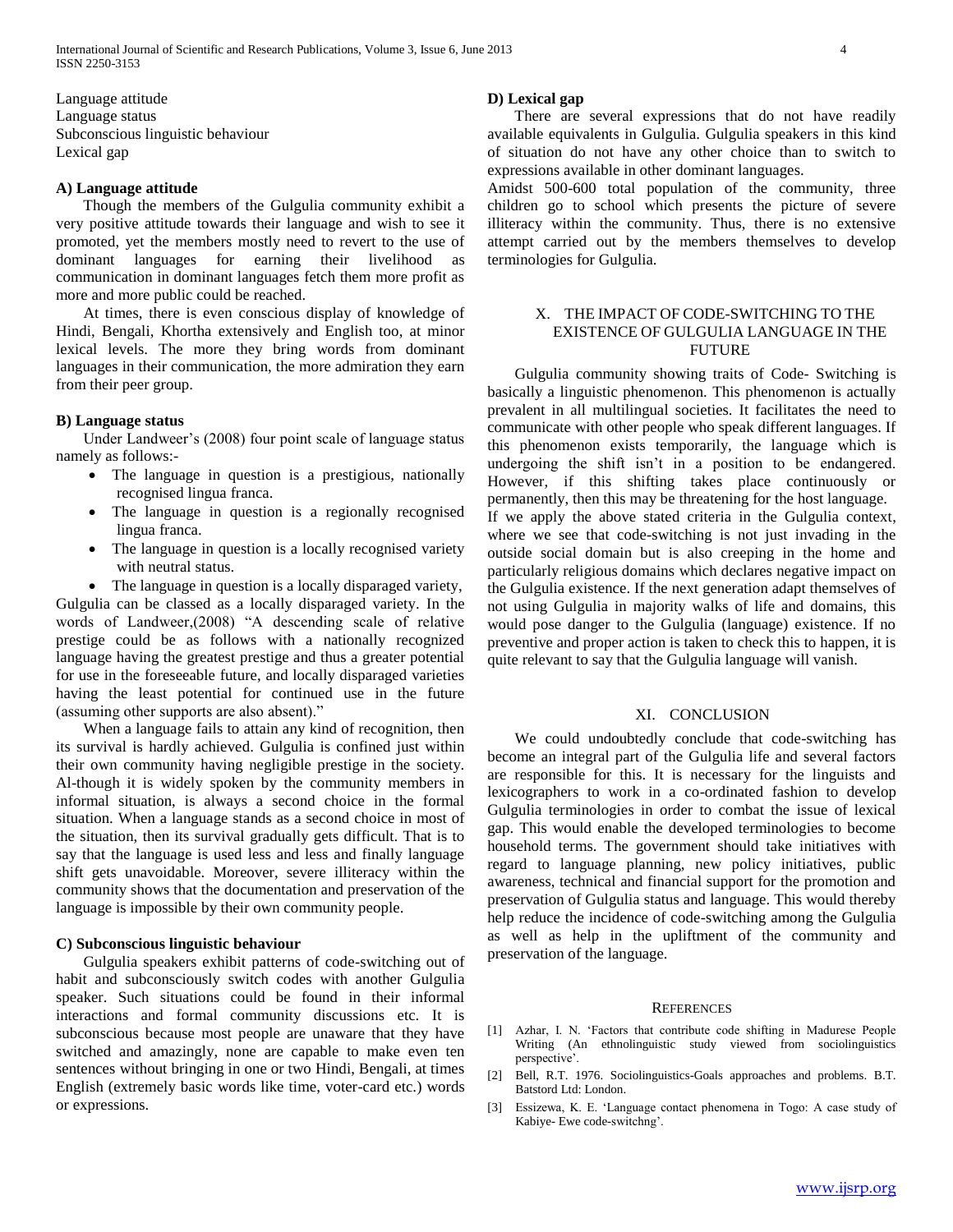Language attitude
Language status
Subconscious linguistic behaviour
Lexical gap

### A) Language attitude

Though the members of the Gulgulia community exhibit a very positive attitude towards their language and wish to see it promoted, yet the members mostly need to revert to the use of dominant languages for earning their livelihood as communication in dominant languages fetch them more profit as more and more public could be reached.

At times, there is even conscious display of knowledge of Hindi, Bengali, Khortha extensively and English too, at minor lexical levels. The more they bring words from dominant languages in their communication, the more admiration they earn from their peer group.

### B) Language status

Under Landweer's (2008) four point scale of language status namely as follows:-

- The language in question is a prestigious, nationally recognised lingua franca.
- The language in question is a regionally recognised lingua franca.
- The language in question is a locally recognised variety with neutral status.
- The language in question is a locally disparaged variety,

Gulgulia can be classed as a locally disparaged variety. In the words of Landweer,(2008) "A descending scale of relative prestige could be as follows with a nationally recognized language having the greatest prestige and thus a greater potential for use in the foreseeable future, and locally disparaged varieties having the least potential for continued use in the future (assuming other supports are also absent)."

When a language fails to attain any kind of recognition, then its survival is hardly achieved. Gulgulia is confined just within their own community having negligible prestige in the society. Al-though it is widely spoken by the community members in informal situation, is always a second choice in the formal situation. When a language stands as a second choice in most of the situation, then its survival gradually gets difficult. That is to say that the language is used less and less and finally language shift gets unavoidable. Moreover, severe illiteracy within the community shows that the documentation and preservation of the language is impossible by their own community people.

### C) Subconscious linguistic behaviour

Gulgulia speakers exhibit patterns of code-switching out of habit and subconsciously switch codes with another Gulgulia speaker. Such situations could be found in their informal interactions and formal community discussions etc. It is subconscious because most people are unaware that they have switched and amazingly, none are capable to make even ten sentences without bringing in one or two Hindi, Bengali, at times English (extremely basic words like time, voter-card etc.) words or expressions.

### D) Lexical gap

There are several expressions that do not have readily available equivalents in Gulgulia. Gulgulia speakers in this kind of situation do not have any other choice than to switch to expressions available in other dominant languages.

Amidst 500-600 total population of the community, three children go to school which presents the picture of severe illiteracy within the community. Thus, there is no extensive attempt carried out by the members themselves to develop terminologies for Gulgulia.

## X. The Impact of Code-Switching to the Existence of Gulgulia Language in the Future

Gulgulia community showing traits of Code- Switching is basically a linguistic phenomenon. This phenomenon is actually prevalent in all multilingual societies. It facilitates the need to communicate with other people who speak different languages. If this phenomenon exists temporarily, the language which is undergoing the shift isn't in a position to be endangered. However, if this shifting takes place continuously or permanently, then this may be threatening for the host language.

If we apply the above stated criteria in the Gulgulia context, where we see that code-switching is not just invading in the outside social domain but is also creeping in the home and particularly religious domains which declares negative impact on the Gulgulia existence. If the next generation adapt themselves of not using Gulgulia in majority walks of life and domains, this would pose danger to the Gulgulia (language) existence. If no preventive and proper action is taken to check this to happen, it is quite relevant to say that the Gulgulia language will vanish.

## XI. Conclusion

We could undoubtedly conclude that code-switching has become an integral part of the Gulgulia life and several factors are responsible for this. It is necessary for the linguists and lexicographers to work in a co-ordinated fashion to develop Gulgulia terminologies in order to combat the issue of lexical gap. This would enable the developed terminologies to become household terms. The government should take initiatives with regard to language planning, new policy initiatives, public awareness, technical and financial support for the promotion and preservation of Gulgulia status and language. This would thereby help reduce the incidence of code-switching among the Gulgulia as well as help in the upliftment of the community and preservation of the language.

## References

[1] Azhar, I. N. 'Factors that contribute code shifting in Madurese People Writing (An ethnolinguistic study viewed from sociolinguistics perspective'.

[2] Bell, R.T. 1976. Sociolinguistics-Goals approaches and problems. B.T. Batstord Ltd: London.

[3] Essizewa, K. E. 'Language contact phenomena in Togo: A case study of Kabiye- Ewe code-switchng'.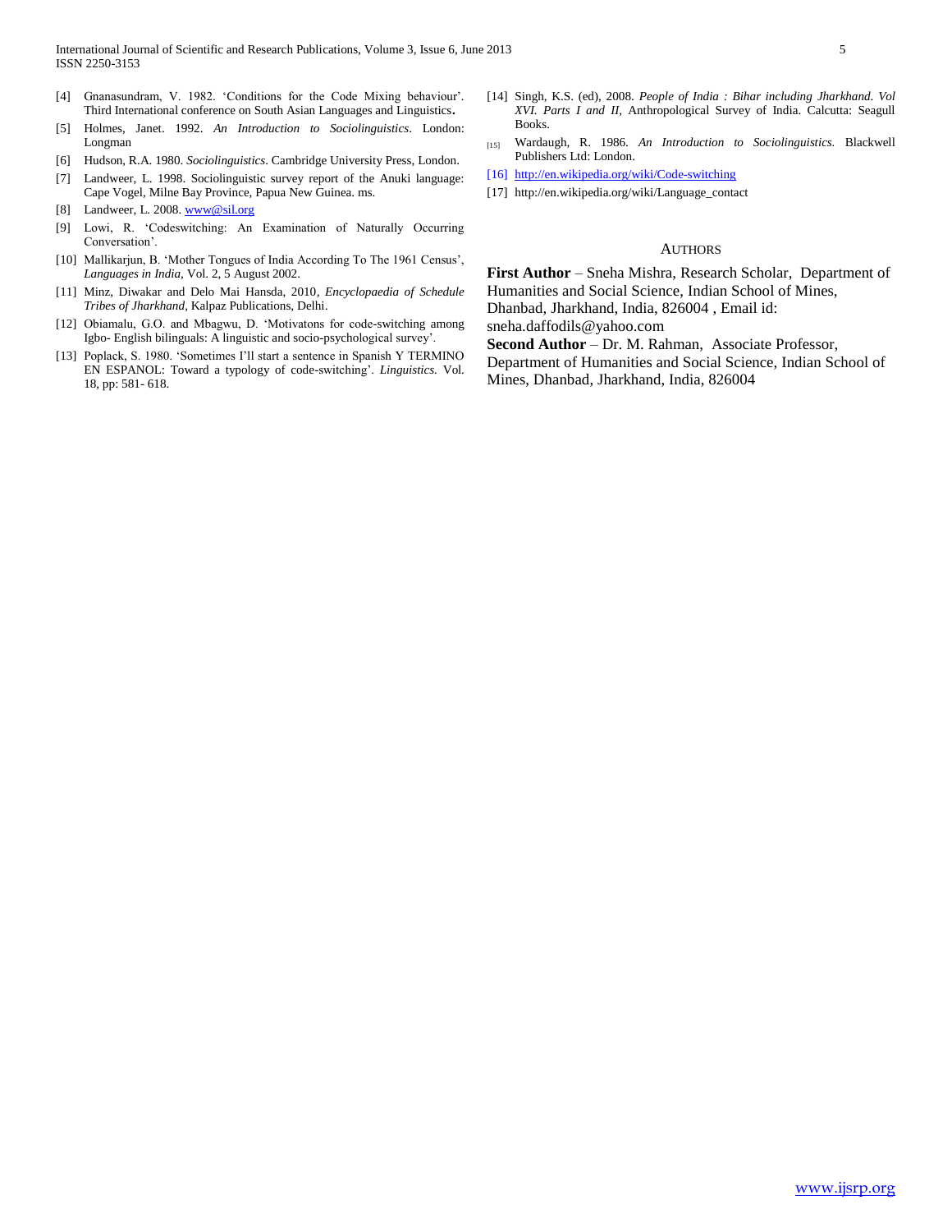[4] Gnanasundram, V. 1982. 'Conditions for the Code Mixing behaviour'. Third International conference on South Asian Languages and Linguistics.

[5] Holmes, Janet. 1992. *An Introduction to Sociolinguistics*. London: Longman

[6] Hudson, R.A. 1980. *Sociolinguistics*. Cambridge University Press, London.

[7] Landweer, L. 1998. Sociolinguistic survey report of the Anuki language: Cape Vogel, Milne Bay Province, Papua New Guinea. ms.

[8] Landweer, L. 2008. www@sil.org

[9] Lowi, R. 'Codeswitching: An Examination of Naturally Occurring Conversation'.

[10] Mallikarjun, B. 'Mother Tongues of India According To The 1961 Census', *Languages in India*, Vol. 2, 5 August 2002.

[11] Minz, Diwakar and Delo Mai Hansda, 2010, *Encyclopaedia of Schedule Tribes of Jharkhand*, Kalpaz Publications, Delhi.

[12] Obiamalu, G.O. and Mbagwu, D. 'Motivatons for code-switching among Igbo- English bilinguals: A linguistic and socio-psychological survey'.

[13] Poplack, S. 1980. 'Sometimes I'll start a sentence in Spanish Y TERMINO EN ESPANOL: Toward a typology of code-switching'. *Linguistics*. Vol. 18, pp: 581- 618.

[14] Singh, K.S. (ed), 2008. *People of India : Bihar including Jharkhand. Vol XVI. Parts I and II*, Anthropological Survey of India. Calcutta: Seagull Books.

[15] Wardaugh, R. 1986. *An Introduction to Sociolinguistics.* Blackwell Publishers Ltd: London.

[16] http://en.wikipedia.org/wiki/Code-switching

[17] http://en.wikipedia.org/wiki/Language_contact

## AUTHORS

**First Author** – Sneha Mishra, Research Scholar, Department of Humanities and Social Science, Indian School of Mines, Dhanbad, Jharkhand, India, 826004 , Email id: sneha.daffodils@yahoo.com

**Second Author** – Dr. M. Rahman, Associate Professor, Department of Humanities and Social Science, Indian School of Mines, Dhanbad, Jharkhand, India, 826004